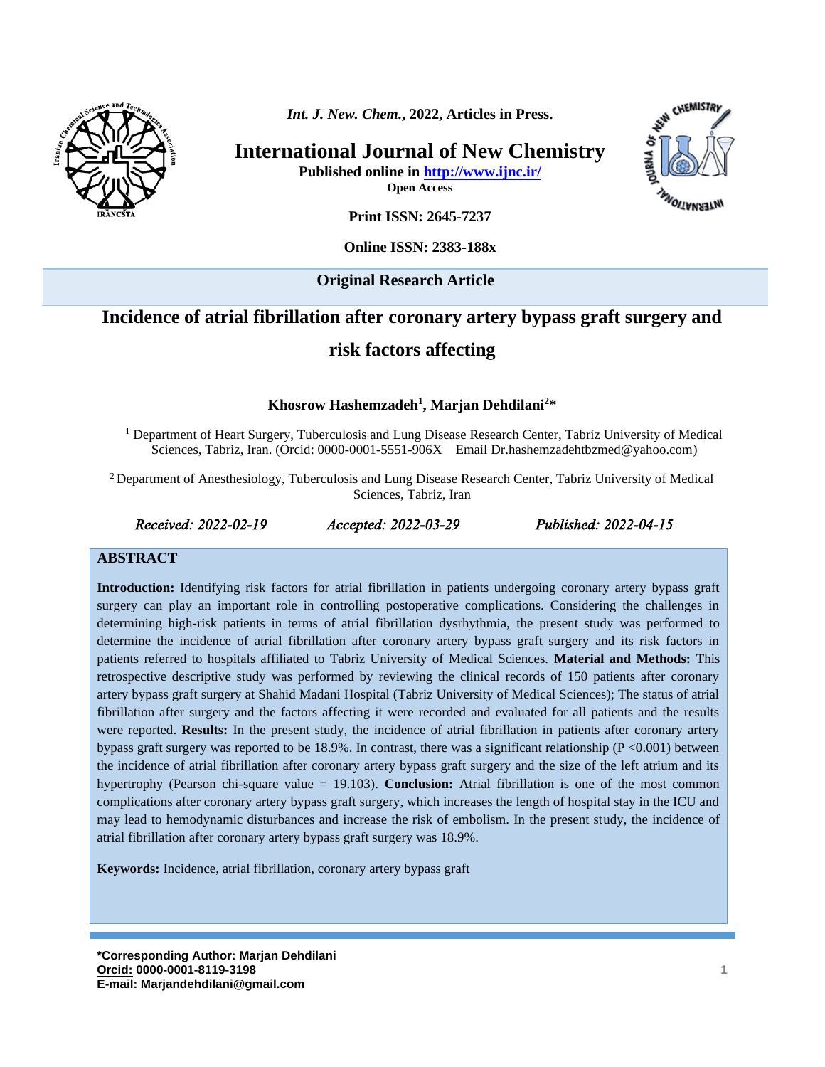Int. J. New. Chem., 2022, Articles in Press.

# International Journal of New Chemistry

**Published online in http://www.ijnc.ir/**

**Open Access**

**Print ISSN: 2645-7237**

**Online ISSN: 2383-188x**

**Original Research Article**

# Incidence of atrial fibrillation after coronary artery bypass graft surgery and risk factors affecting

**Khosrow Hashemzadeh[1], Marjan Dehdilani[2]***

[1] Department of Heart Surgery, Tuberculosis and Lung Disease Research Center, Tabriz University of Medical Sciences, Tabriz, Iran. (Orcid: 0000-0001-5551-906X Email Dr.hashemzadehtbzmed@yahoo.com)

[2] Department of Anesthesiology, Tuberculosis and Lung Disease Research Center, Tabriz University of Medical Sciences, Tabriz, Iran

*Received: 2022-02-19* *Accepted: 2022-03-29* *Published: 2022-04-15*

## ABSTRACT

**Introduction:** Identifying risk factors for atrial fibrillation in patients undergoing coronary artery bypass graft surgery can play an important role in controlling postoperative complications. Considering the challenges in determining high-risk patients in terms of atrial fibrillation dysrhythmia, the present study was performed to determine the incidence of atrial fibrillation after coronary artery bypass graft surgery and its risk factors in patients referred to hospitals affiliated to Tabriz University of Medical Sciences. **Material and Methods:** This retrospective descriptive study was performed by reviewing the clinical records of 150 patients after coronary artery bypass graft surgery at Shahid Madani Hospital (Tabriz University of Medical Sciences); The status of atrial fibrillation after surgery and the factors affecting it were recorded and evaluated for all patients and the results were reported. **Results:** In the present study, the incidence of atrial fibrillation in patients after coronary artery bypass graft surgery was reported to be 18.9%. In contrast, there was a significant relationship ($P < 0.001$) between the incidence of atrial fibrillation after coronary artery bypass graft surgery and the size of the left atrium and its hypertrophy (Pearson chi-square value = 19.103). **Conclusion:** Atrial fibrillation is one of the most common complications after coronary artery bypass graft surgery, which increases the length of hospital stay in the ICU and may lead to hemodynamic disturbances and increase the risk of embolism. In the present study, the incidence of atrial fibrillation after coronary artery bypass graft surgery was 18.9%.

**Keywords:** Incidence, atrial fibrillation, coronary artery bypass graft

**\*Corresponding Author: Marjan Dehdilani**
**Orcid: 0000-0001-8119-3198**
**E-mail: Marjandehdilani@gmail.com**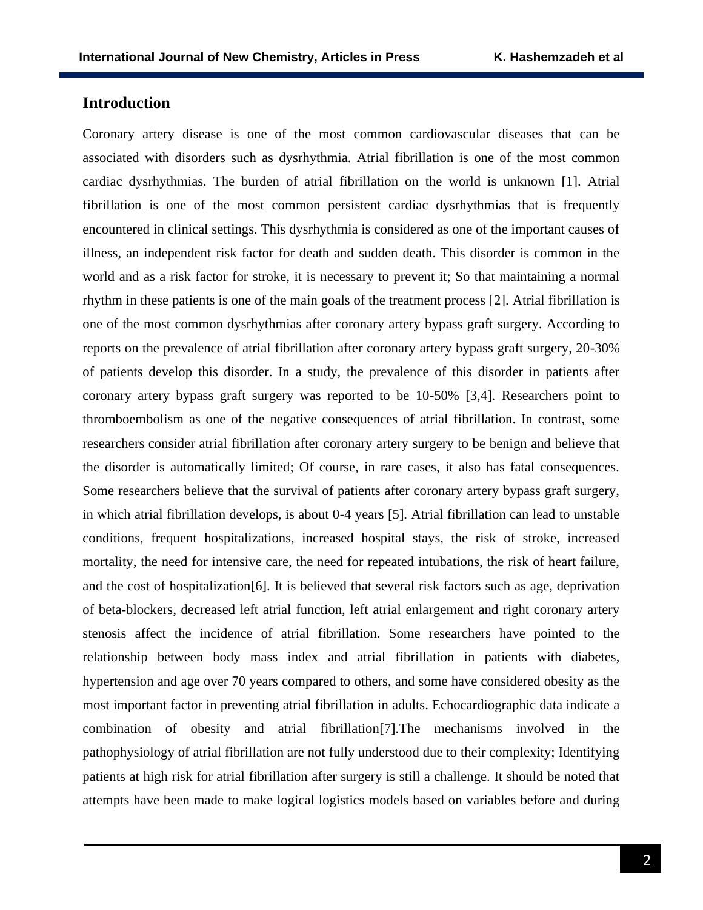## Introduction

Coronary artery disease is one of the most common cardiovascular diseases that can be associated with disorders such as dysrhythmia. Atrial fibrillation is one of the most common cardiac dysrhythmias. The burden of atrial fibrillation on the world is unknown [1]. Atrial fibrillation is one of the most common persistent cardiac dysrhythmias that is frequently encountered in clinical settings. This dysrhythmia is considered as one of the important causes of illness, an independent risk factor for death and sudden death. This disorder is common in the world and as a risk factor for stroke, it is necessary to prevent it; So that maintaining a normal rhythm in these patients is one of the main goals of the treatment process [2]. Atrial fibrillation is one of the most common dysrhythmias after coronary artery bypass graft surgery. According to reports on the prevalence of atrial fibrillation after coronary artery bypass graft surgery, 20-30% of patients develop this disorder. In a study, the prevalence of this disorder in patients after coronary artery bypass graft surgery was reported to be 10-50% [3,4]. Researchers point to thromboembolism as one of the negative consequences of atrial fibrillation. In contrast, some researchers consider atrial fibrillation after coronary artery surgery to be benign and believe that the disorder is automatically limited; Of course, in rare cases, it also has fatal consequences. Some researchers believe that the survival of patients after coronary artery bypass graft surgery, in which atrial fibrillation develops, is about 0-4 years [5]. Atrial fibrillation can lead to unstable conditions, frequent hospitalizations, increased hospital stays, the risk of stroke, increased mortality, the need for intensive care, the need for repeated intubations, the risk of heart failure, and the cost of hospitalization[6]. It is believed that several risk factors such as age, deprivation of beta-blockers, decreased left atrial function, left atrial enlargement and right coronary artery stenosis affect the incidence of atrial fibrillation. Some researchers have pointed to the relationship between body mass index and atrial fibrillation in patients with diabetes, hypertension and age over 70 years compared to others, and some have considered obesity as the most important factor in preventing atrial fibrillation in adults. Echocardiographic data indicate a combination of obesity and atrial fibrillation[7].The mechanisms involved in the pathophysiology of atrial fibrillation are not fully understood due to their complexity; Identifying patients at high risk for atrial fibrillation after surgery is still a challenge. It should be noted that attempts have been made to make logical logistics models based on variables before and during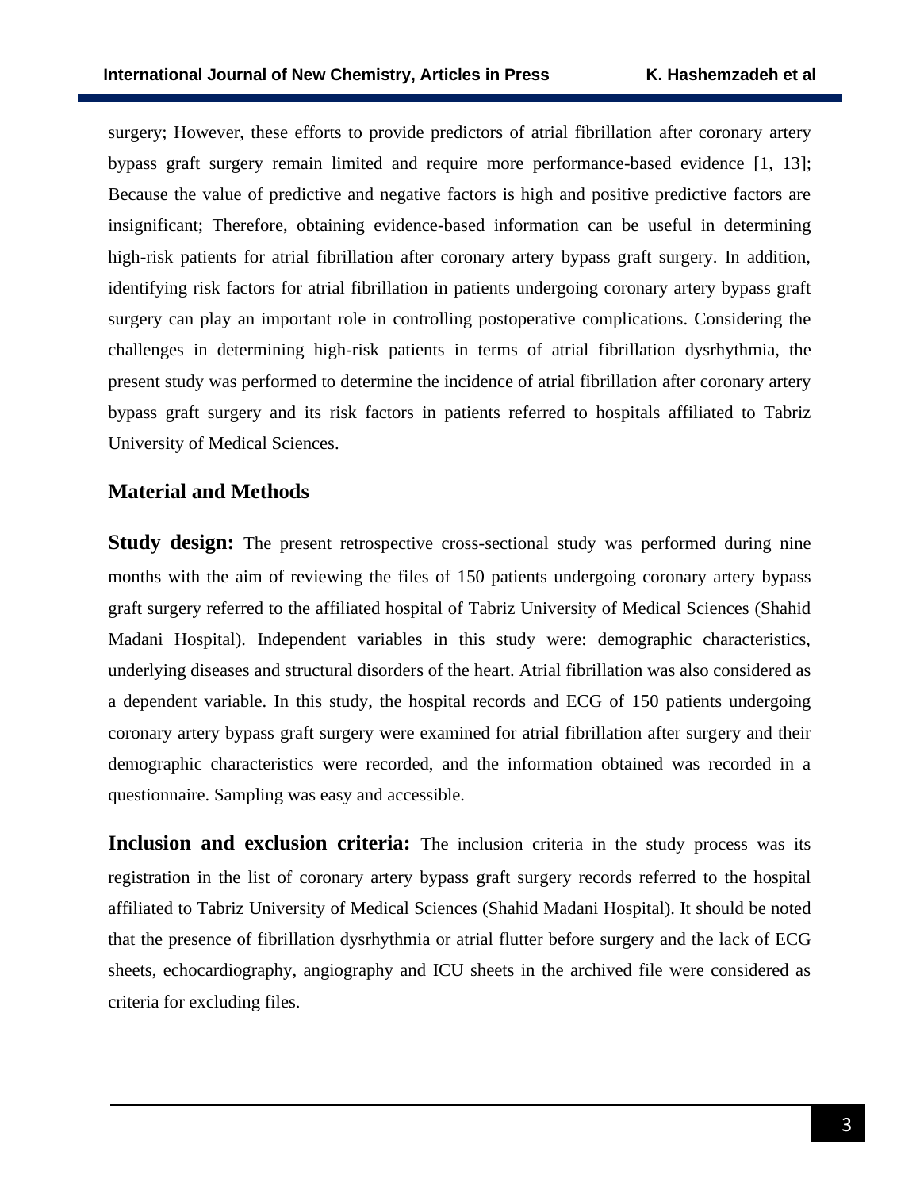surgery; However, these efforts to provide predictors of atrial fibrillation after coronary artery bypass graft surgery remain limited and require more performance-based evidence [1, 13]; Because the value of predictive and negative factors is high and positive predictive factors are insignificant; Therefore, obtaining evidence-based information can be useful in determining high-risk patients for atrial fibrillation after coronary artery bypass graft surgery. In addition, identifying risk factors for atrial fibrillation in patients undergoing coronary artery bypass graft surgery can play an important role in controlling postoperative complications. Considering the challenges in determining high-risk patients in terms of atrial fibrillation dysrhythmia, the present study was performed to determine the incidence of atrial fibrillation after coronary artery bypass graft surgery and its risk factors in patients referred to hospitals affiliated to Tabriz University of Medical Sciences.

## Material and Methods

**Study design:** The present retrospective cross-sectional study was performed during nine months with the aim of reviewing the files of 150 patients undergoing coronary artery bypass graft surgery referred to the affiliated hospital of Tabriz University of Medical Sciences (Shahid Madani Hospital). Independent variables in this study were: demographic characteristics, underlying diseases and structural disorders of the heart. Atrial fibrillation was also considered as a dependent variable. In this study, the hospital records and ECG of 150 patients undergoing coronary artery bypass graft surgery were examined for atrial fibrillation after surgery and their demographic characteristics were recorded, and the information obtained was recorded in a questionnaire. Sampling was easy and accessible.

**Inclusion and exclusion criteria:** The inclusion criteria in the study process was its registration in the list of coronary artery bypass graft surgery records referred to the hospital affiliated to Tabriz University of Medical Sciences (Shahid Madani Hospital). It should be noted that the presence of fibrillation dysrhythmia or atrial flutter before surgery and the lack of ECG sheets, echocardiography, angiography and ICU sheets in the archived file were considered as criteria for excluding files.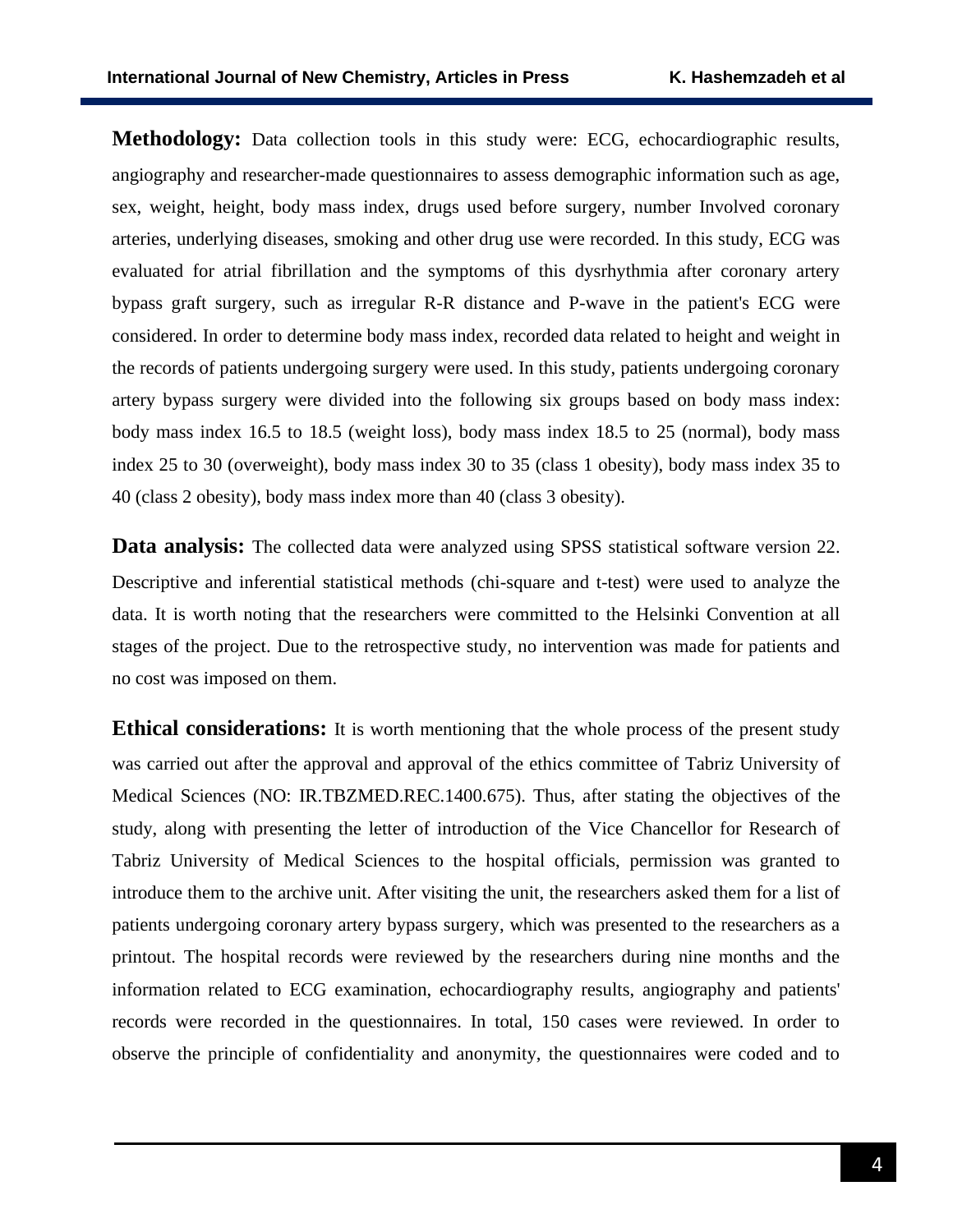**Methodology:** Data collection tools in this study were: ECG, echocardiographic results, angiography and researcher-made questionnaires to assess demographic information such as age, sex, weight, height, body mass index, drugs used before surgery, number Involved coronary arteries, underlying diseases, smoking and other drug use were recorded. In this study, ECG was evaluated for atrial fibrillation and the symptoms of this dysrhythmia after coronary artery bypass graft surgery, such as irregular R-R distance and P-wave in the patient's ECG were considered. In order to determine body mass index, recorded data related to height and weight in the records of patients undergoing surgery were used. In this study, patients undergoing coronary artery bypass surgery were divided into the following six groups based on body mass index: body mass index 16.5 to 18.5 (weight loss), body mass index 18.5 to 25 (normal), body mass index 25 to 30 (overweight), body mass index 30 to 35 (class 1 obesity), body mass index 35 to 40 (class 2 obesity), body mass index more than 40 (class 3 obesity).

**Data analysis:** The collected data were analyzed using SPSS statistical software version 22. Descriptive and inferential statistical methods (chi-square and t-test) were used to analyze the data. It is worth noting that the researchers were committed to the Helsinki Convention at all stages of the project. Due to the retrospective study, no intervention was made for patients and no cost was imposed on them.

**Ethical considerations:** It is worth mentioning that the whole process of the present study was carried out after the approval and approval of the ethics committee of Tabriz University of Medical Sciences (NO: IR.TBZMED.REC.1400.675). Thus, after stating the objectives of the study, along with presenting the letter of introduction of the Vice Chancellor for Research of Tabriz University of Medical Sciences to the hospital officials, permission was granted to introduce them to the archive unit. After visiting the unit, the researchers asked them for a list of patients undergoing coronary artery bypass surgery, which was presented to the researchers as a printout. The hospital records were reviewed by the researchers during nine months and the information related to ECG examination, echocardiography results, angiography and patients' records were recorded in the questionnaires. In total, 150 cases were reviewed. In order to observe the principle of confidentiality and anonymity, the questionnaires were coded and to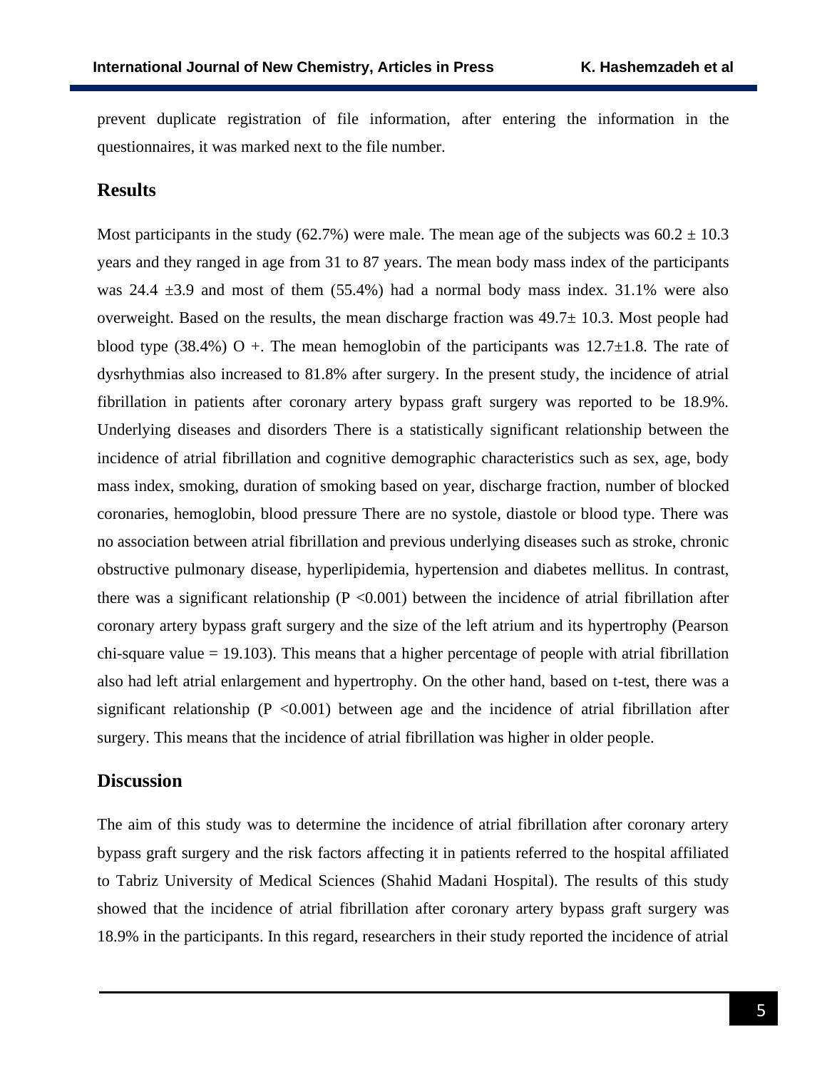prevent duplicate registration of file information, after entering the information in the questionnaires, it was marked next to the file number.

## Results

Most participants in the study (62.7%) were male. The mean age of the subjects was $60.2 \pm 10.3$ years and they ranged in age from 31 to 87 years. The mean body mass index of the participants was $24.4 \pm 3.9$ and most of them (55.4%) had a normal body mass index. 31.1% were also overweight. Based on the results, the mean discharge fraction was $49.7 \pm 10.3$. Most people had blood type (38.4%) O +. The mean hemoglobin of the participants was $12.7 \pm 1.8$. The rate of dysrhythmias also increased to 81.8% after surgery. In the present study, the incidence of atrial fibrillation in patients after coronary artery bypass graft surgery was reported to be 18.9%. Underlying diseases and disorders There is a statistically significant relationship between the incidence of atrial fibrillation and cognitive demographic characteristics such as sex, age, body mass index, smoking, duration of smoking based on year, discharge fraction, number of blocked coronaries, hemoglobin, blood pressure There are no systole, diastole or blood type. There was no association between atrial fibrillation and previous underlying diseases such as stroke, chronic obstructive pulmonary disease, hyperlipidemia, hypertension and diabetes mellitus. In contrast, there was a significant relationship ($P < 0.001$) between the incidence of atrial fibrillation after coronary artery bypass graft surgery and the size of the left atrium and its hypertrophy (Pearson chi-square value = 19.103). This means that a higher percentage of people with atrial fibrillation also had left atrial enlargement and hypertrophy. On the other hand, based on t-test, there was a significant relationship ($P < 0.001$) between age and the incidence of atrial fibrillation after surgery. This means that the incidence of atrial fibrillation was higher in older people.

## Discussion

The aim of this study was to determine the incidence of atrial fibrillation after coronary artery bypass graft surgery and the risk factors affecting it in patients referred to the hospital affiliated to Tabriz University of Medical Sciences (Shahid Madani Hospital). The results of this study showed that the incidence of atrial fibrillation after coronary artery bypass graft surgery was 18.9% in the participants. In this regard, researchers in their study reported the incidence of atrial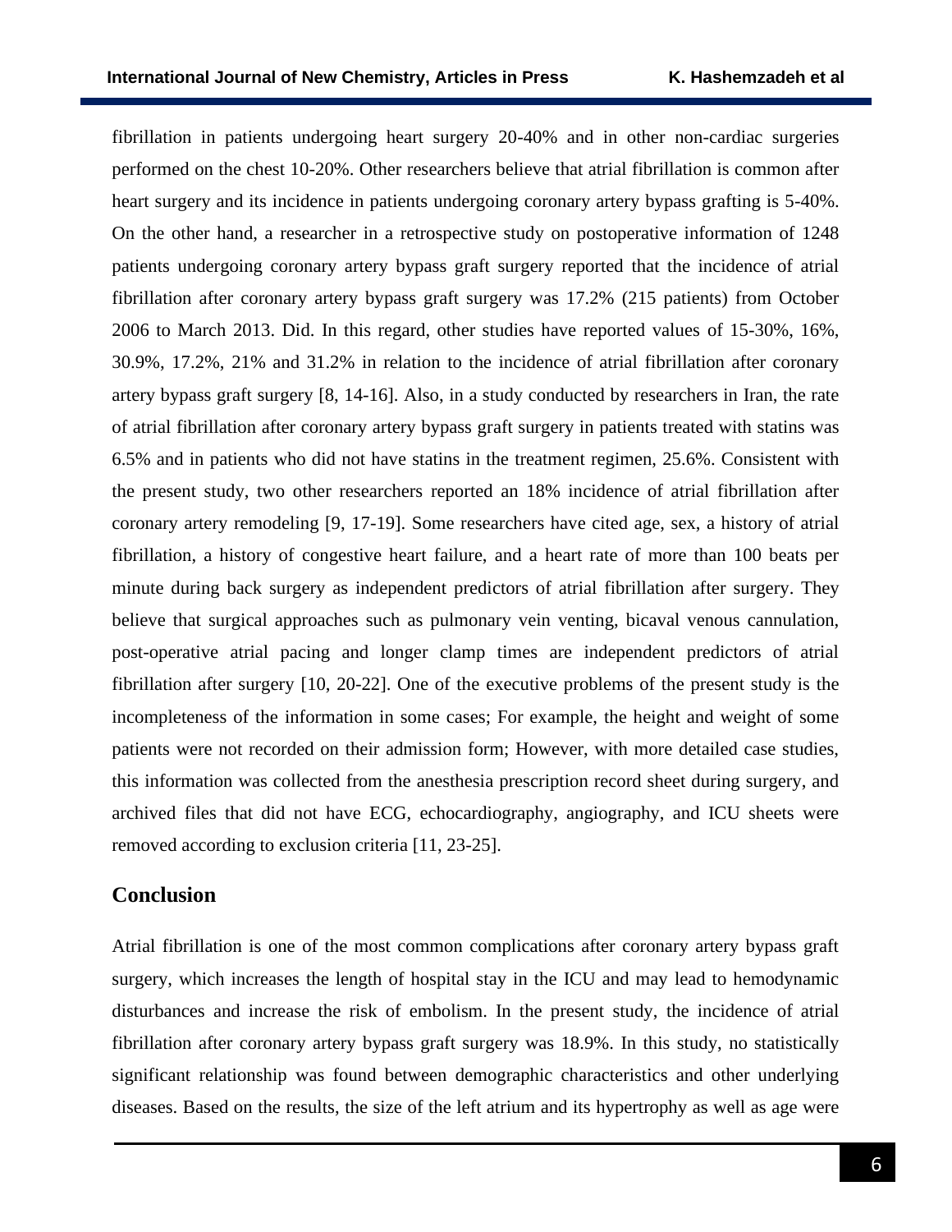fibrillation in patients undergoing heart surgery 20-40% and in other non-cardiac surgeries performed on the chest 10-20%. Other researchers believe that atrial fibrillation is common after heart surgery and its incidence in patients undergoing coronary artery bypass grafting is 5-40%. On the other hand, a researcher in a retrospective study on postoperative information of 1248 patients undergoing coronary artery bypass graft surgery reported that the incidence of atrial fibrillation after coronary artery bypass graft surgery was 17.2% (215 patients) from October 2006 to March 2013. Did. In this regard, other studies have reported values of 15-30%, 16%, 30.9%, 17.2%, 21% and 31.2% in relation to the incidence of atrial fibrillation after coronary artery bypass graft surgery [8, 14-16]. Also, in a study conducted by researchers in Iran, the rate of atrial fibrillation after coronary artery bypass graft surgery in patients treated with statins was 6.5% and in patients who did not have statins in the treatment regimen, 25.6%. Consistent with the present study, two other researchers reported an 18% incidence of atrial fibrillation after coronary artery remodeling [9, 17-19]. Some researchers have cited age, sex, a history of atrial fibrillation, a history of congestive heart failure, and a heart rate of more than 100 beats per minute during back surgery as independent predictors of atrial fibrillation after surgery. They believe that surgical approaches such as pulmonary vein venting, bicaval venous cannulation, post-operative atrial pacing and longer clamp times are independent predictors of atrial fibrillation after surgery [10, 20-22]. One of the executive problems of the present study is the incompleteness of the information in some cases; For example, the height and weight of some patients were not recorded on their admission form; However, with more detailed case studies, this information was collected from the anesthesia prescription record sheet during surgery, and archived files that did not have ECG, echocardiography, angiography, and ICU sheets were removed according to exclusion criteria [11, 23-25].

## Conclusion

Atrial fibrillation is one of the most common complications after coronary artery bypass graft surgery, which increases the length of hospital stay in the ICU and may lead to hemodynamic disturbances and increase the risk of embolism. In the present study, the incidence of atrial fibrillation after coronary artery bypass graft surgery was 18.9%. In this study, no statistically significant relationship was found between demographic characteristics and other underlying diseases. Based on the results, the size of the left atrium and its hypertrophy as well as age were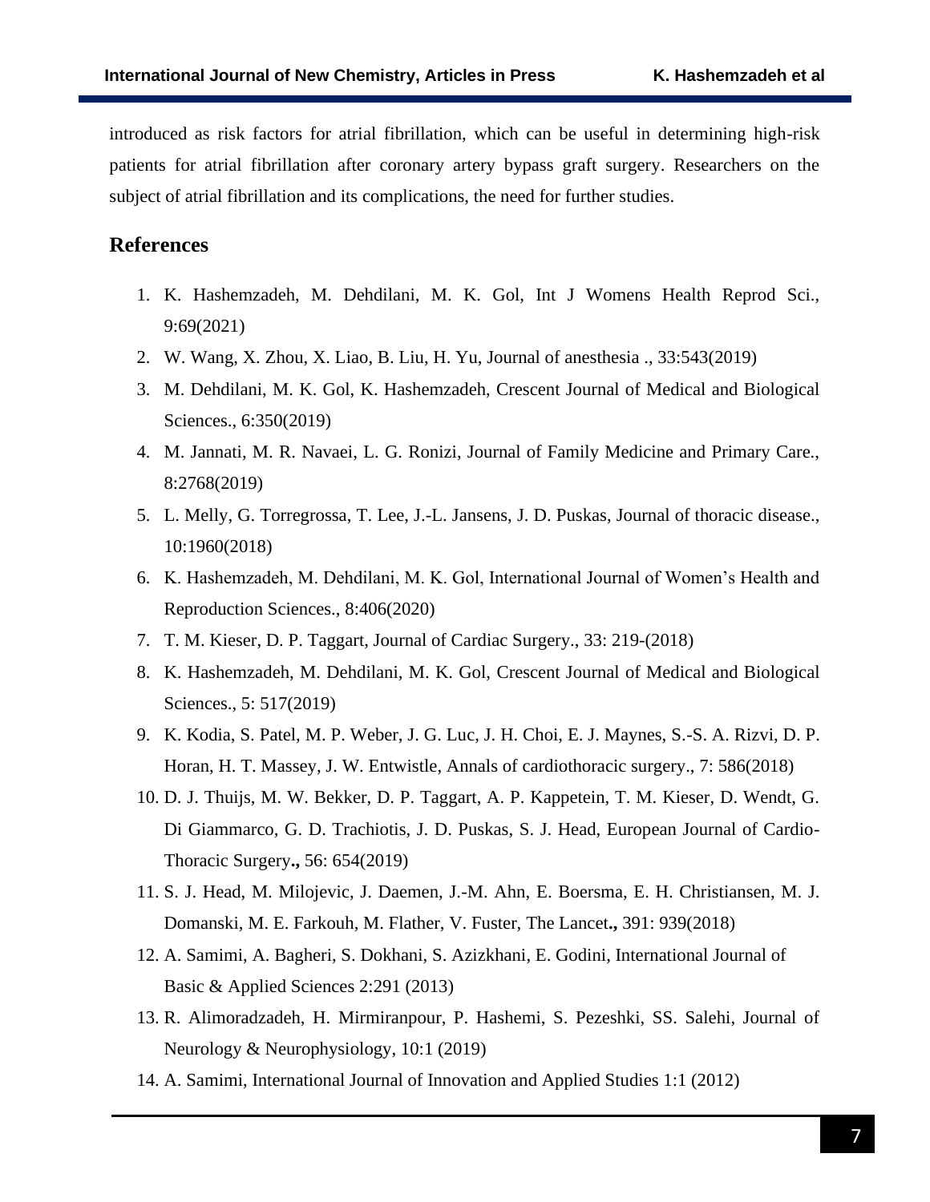introduced as risk factors for atrial fibrillation, which can be useful in determining high-risk patients for atrial fibrillation after coronary artery bypass graft surgery. Researchers on the subject of atrial fibrillation and its complications, the need for further studies.

## References

1. K. Hashemzadeh, M. Dehdilani, M. K. Gol, Int J Womens Health Reprod Sci., 9:69(2021)
2. W. Wang, X. Zhou, X. Liao, B. Liu, H. Yu, Journal of anesthesia ., 33:543(2019)
3. M. Dehdilani, M. K. Gol, K. Hashemzadeh, Crescent Journal of Medical and Biological Sciences., 6:350(2019)
4. M. Jannati, M. R. Navaei, L. G. Ronizi, Journal of Family Medicine and Primary Care., 8:2768(2019)
5. L. Melly, G. Torregrossa, T. Lee, J.-L. Jansens, J. D. Puskas, Journal of thoracic disease., 10:1960(2018)
6. K. Hashemzadeh, M. Dehdilani, M. K. Gol, International Journal of Women's Health and Reproduction Sciences., 8:406(2020)
7. T. M. Kieser, D. P. Taggart, Journal of Cardiac Surgery., 33: 219-(2018)
8. K. Hashemzadeh, M. Dehdilani, M. K. Gol, Crescent Journal of Medical and Biological Sciences., 5: 517(2019)
9. K. Kodia, S. Patel, M. P. Weber, J. G. Luc, J. H. Choi, E. J. Maynes, S.-S. A. Rizvi, D. P. Horan, H. T. Massey, J. W. Entwistle, Annals of cardiothoracic surgery., 7: 586(2018)
10. D. J. Thuijs, M. W. Bekker, D. P. Taggart, A. P. Kappetein, T. M. Kieser, D. Wendt, G. Di Giammarco, G. D. Trachiotis, J. D. Puskas, S. J. Head, European Journal of Cardio-Thoracic Surgery**.,** 56: 654(2019)
11. S. J. Head, M. Milojevic, J. Daemen, J.-M. Ahn, E. Boersma, E. H. Christiansen, M. J. Domanski, M. E. Farkouh, M. Flather, V. Fuster, The Lancet**.,** 391: 939(2018)
12. A. Samimi, A. Bagheri, S. Dokhani, S. Azizkhani, E. Godini, International Journal of Basic & Applied Sciences 2:291 (2013)
13. R. Alimoradzadeh, H. Mirmiranpour, P. Hashemi, S. Pezeshki, SS. Salehi, Journal of Neurology & Neurophysiology, 10:1 (2019)
14. A. Samimi, International Journal of Innovation and Applied Studies 1:1 (2012)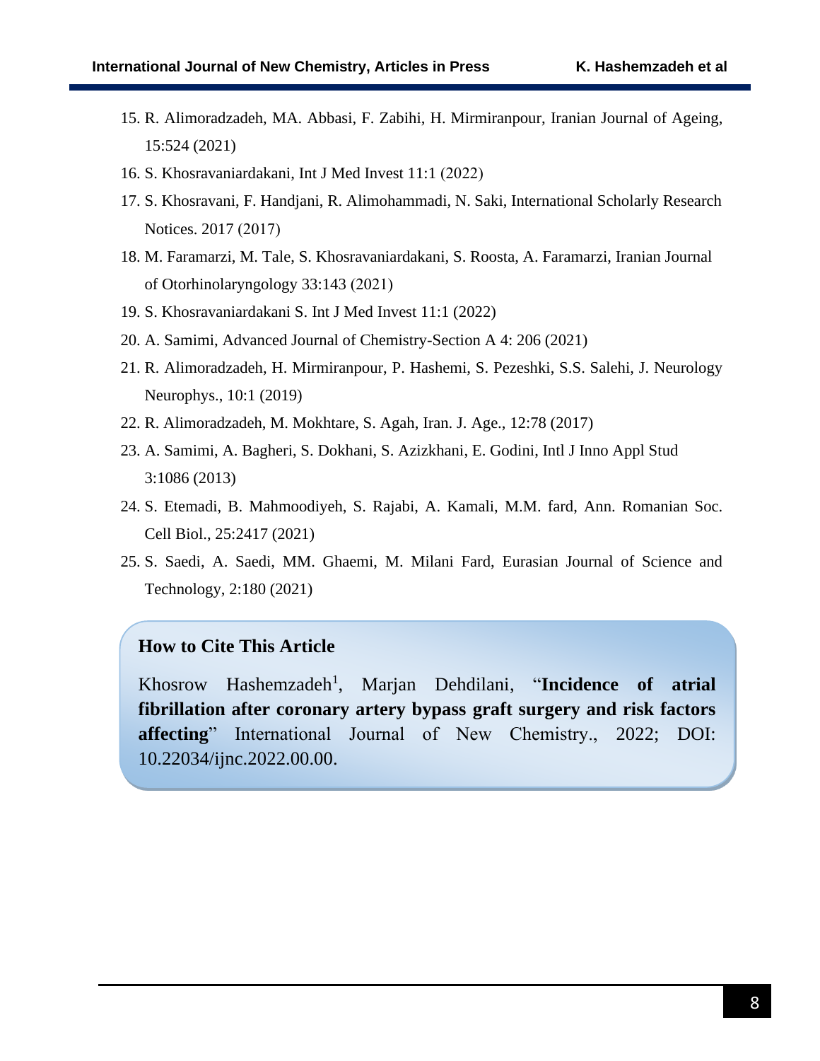15. R. Alimoradzadeh, MA. Abbasi, F. Zabihi, H. Mirmiranpour, Iranian Journal of Ageing, 15:524 (2021)
16. S. Khosravaniardakani, Int J Med Invest 11:1 (2022)
17. S. Khosravani, F. Handjani, R. Alimohammadi, N. Saki, International Scholarly Research Notices. 2017 (2017)
18. M. Faramarzi, M. Tale, S. Khosravaniardakani, S. Roosta, A. Faramarzi, Iranian Journal of Otorhinolaryngology 33:143 (2021)
19. S. Khosravaniardakani S. Int J Med Invest 11:1 (2022)
20. A. Samimi, Advanced Journal of Chemistry-Section A 4: 206 (2021)
21. R. Alimoradzadeh, H. Mirmiranpour, P. Hashemi, S. Pezeshki, S.S. Salehi, J. Neurology Neurophys., 10:1 (2019)
22. R. Alimoradzadeh, M. Mokhtare, S. Agah, Iran. J. Age., 12:78 (2017)
23. A. Samimi, A. Bagheri, S. Dokhani, S. Azizkhani, E. Godini, Intl J Inno Appl Stud 3:1086 (2013)
24. S. Etemadi, B. Mahmoodiyeh, S. Rajabi, A. Kamali, M.M. fard, Ann. Romanian Soc. Cell Biol., 25:2417 (2021)
25. S. Saedi, A. Saedi, MM. Ghaemi, M. Milani Fard, Eurasian Journal of Science and Technology, 2:180 (2021)

### How to Cite This Article

Khosrow Hashemzadeh[1], Marjan Dehdilani, "**Incidence of atrial fibrillation after coronary artery bypass graft surgery and risk factors affecting**" International Journal of New Chemistry., 2022; DOI: 10.22034/ijnc.2022.00.00.